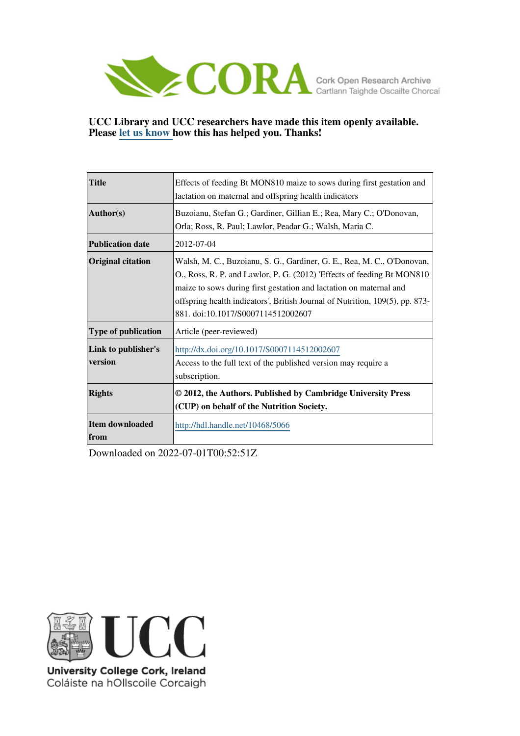**UCC Library and UCC researchers have made this item openly available. Please let us know how this has helped you. Thanks!**

| | |
|---|---|
| **Title** | Effects of feeding Bt MON810 maize to sows during first gestation and lactation on maternal and offspring health indicators |
| **Author(s)** | Buzoianu, Stefan G.; Gardiner, Gillian E.; Rea, Mary C.; O'Donovan, Orla; Ross, R. Paul; Lawlor, Peadar G.; Walsh, Maria C. |
| **Publication date** | 2012-07-04 |
| **Original citation** | Walsh, M. C., Buzoianu, S. G., Gardiner, G. E., Rea, M. C., O'Donovan, O., Ross, R. P. and Lawlor, P. G. (2012) 'Effects of feeding Bt MON810 maize to sows during first gestation and lactation on maternal and offspring health indicators', British Journal of Nutrition, 109(5), pp. 873-881. doi:10.1017/S0007114512002607 |
| **Type of publication** | Article (peer-reviewed) |
| **Link to publisher's version** | http://dx.doi.org/10.1017/S0007114512002607 Access to the full text of the published version may require a subscription. |
| **Rights** | **© 2012, the Authors. Published by Cambridge University Press (CUP) on behalf of the Nutrition Society.** |
| **Item downloaded from** | http://hdl.handle.net/10468/5066 |

Downloaded on 2022-07-01T00:52:51Z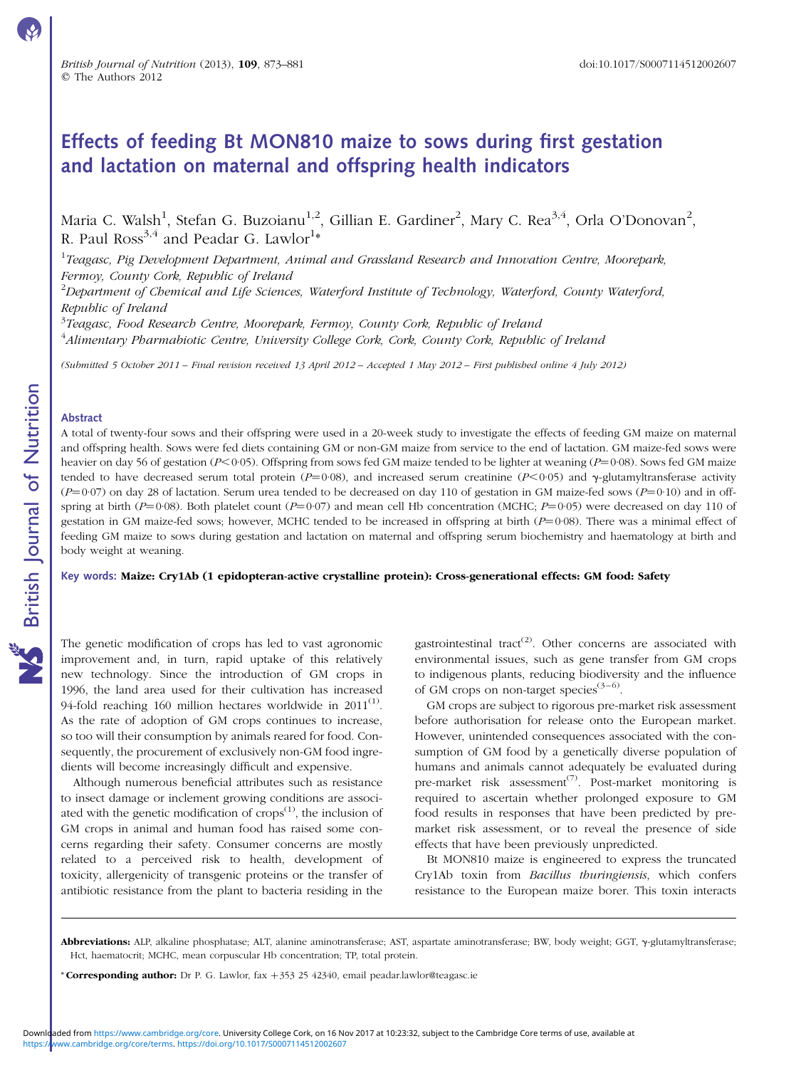# Effects of feeding Bt MON810 maize to sows during first gestation and lactation on maternal and offspring health indicators

Maria C. Walsh[1], Stefan G. Buzoianu[1,2], Gillian E. Gardiner[2], Mary C. Rea[3,4], Orla O'Donovan[2], R. Paul Ross[3,4] and Peadar G. Lawlor[1]*

[1]Teagasc, Pig Development Department, Animal and Grassland Research and Innovation Centre, Moorepark, Fermoy, County Cork, Republic of Ireland

[2]Department of Chemical and Life Sciences, Waterford Institute of Technology, Waterford, County Waterford, Republic of Ireland

[3]Teagasc, Food Research Centre, Moorepark, Fermoy, County Cork, Republic of Ireland

[4]Alimentary Pharmabiotic Centre, University College Cork, Cork, County Cork, Republic of Ireland

*(Submitted 5 October 2011 – Final revision received 13 April 2012 – Accepted 1 May 2012 – First published online 4 July 2012)*

## Abstract

A total of twenty-four sows and their offspring were used in a 20-week study to investigate the effects of feeding GM maize on maternal and offspring health. Sows were fed diets containing GM or non-GM maize from service to the end of lactation. GM maize-fed sows were heavier on day 56 of gestation ($P<0·05$). Offspring from sows fed GM maize tended to be lighter at weaning ($P=0·08$). Sows fed GM maize tended to have decreased serum total protein ($P=0·08$), and increased serum creatinine ($P<0·05$) and γ-glutamyltransferase activity ($P=0·07$) on day 28 of lactation. Serum urea tended to be decreased on day 110 of gestation in GM maize-fed sows ($P=0·10$) and in offspring at birth ($P=0·08$). Both platelet count ($P=0·07$) and mean cell Hb concentration (MCHC; $P=0·05$) were decreased on day 110 of gestation in GM maize-fed sows; however, MCHC tended to be increased in offspring at birth ($P=0·08$). There was a minimal effect of feeding GM maize to sows during gestation and lactation on maternal and offspring serum biochemistry and haematology at birth and body weight at weaning.

**Key words: Maize: Cry1Ab (1 epidopteran-active crystalline protein): Cross-generational effects: GM food: Safety**

The genetic modification of crops has led to vast agronomic improvement and, in turn, rapid uptake of this relatively new technology. Since the introduction of GM crops in 1996, the land area used for their cultivation has increased 94-fold reaching 160 million hectares worldwide in 2011[1]. As the rate of adoption of GM crops continues to increase, so too will their consumption by animals reared for food. Consequently, the procurement of exclusively non-GM food ingredients will become increasingly difficult and expensive.

Although numerous beneficial attributes such as resistance to insect damage or inclement growing conditions are associated with the genetic modification of crops[1], the inclusion of GM crops in animal and human food has raised some concerns regarding their safety. Consumer concerns are mostly related to a perceived risk to health, development of toxicity, allergenicity of transgenic proteins or the transfer of antibiotic resistance from the plant to bacteria residing in the gastrointestinal tract[2]. Other concerns are associated with environmental issues, such as gene transfer from GM crops to indigenous plants, reducing biodiversity and the influence of GM crops on non-target species[3–6].

GM crops are subject to rigorous pre-market risk assessment before authorisation for release onto the European market. However, unintended consequences associated with the consumption of GM food by a genetically diverse population of humans and animals cannot adequately be evaluated during pre-market risk assessment[7]. Post-market monitoring is required to ascertain whether prolonged exposure to GM food results in responses that have been predicted by pre-market risk assessment, or to reveal the presence of side effects that have been previously unpredicted.

Bt MON810 maize is engineered to express the truncated Cry1Ab toxin from *Bacillus thuringiensis*, which confers resistance to the European maize borer. This toxin interacts

---

**Abbreviations:** ALP, alkaline phosphatase; ALT, alanine aminotransferase; AST, aspartate aminotransferase; BW, body weight; GGT, γ-glutamyltransferase; Hct, haematocrit; MCHC, mean corpuscular Hb concentration; TP, total protein.

\* **Corresponding author:** Dr P. G. Lawlor, fax +353 25 42340, email peadar.lawlor@teagasc.ie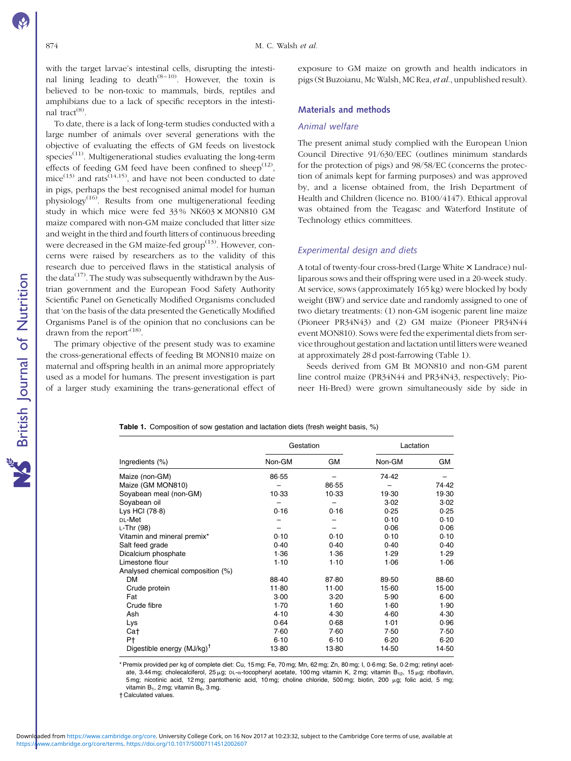with the target larvae's intestinal cells, disrupting the intestinal lining leading to death[8–10]. However, the toxin is believed to be non-toxic to mammals, birds, reptiles and amphibians due to a lack of specific receptors in the intestinal tract[8].

To date, there is a lack of long-term studies conducted with a large number of animals over several generations with the objective of evaluating the effects of GM feeds on livestock species[11]. Multigenerational studies evaluating the long-term effects of feeding GM feed have been confined to sheep[12], mice[13] and rats[14,15], and have not been conducted to date in pigs, perhaps the best recognised animal model for human physiology[16]. Results from one multigenerational feeding study in which mice were fed 33 % NK603 × MON810 GM maize compared with non-GM maize concluded that litter size and weight in the third and fourth litters of continuous breeding were decreased in the GM maize-fed group[13]. However, concerns were raised by researchers as to the validity of this research due to perceived flaws in the statistical analysis of the data[17]. The study was subsequently withdrawn by the Austrian government and the European Food Safety Authority Scientific Panel on Genetically Modified Organisms concluded that 'on the basis of the data presented the Genetically Modified Organisms Panel is of the opinion that no conclusions can be drawn from the report'[18].

The primary objective of the present study was to examine the cross-generational effects of feeding Bt MON810 maize on maternal and offspring health in an animal more appropriately used as a model for humans. The present investigation is part of a larger study examining the trans-generational effect of exposure to GM maize on growth and health indicators in pigs (St Buzoianu, Mc Walsh, MC Rea, *et al.*, unpublished result).

## Materials and methods

### Animal welfare

The present animal study complied with the European Union Council Directive 91/630/EEC (outlines minimum standards for the protection of pigs) and 98/58/EC (concerns the protection of animals kept for farming purposes) and was approved by, and a license obtained from, the Irish Department of Health and Children (licence no. B100/4147). Ethical approval was obtained from the Teagasc and Waterford Institute of Technology ethics committees.

### Experimental design and diets

A total of twenty-four cross-bred (Large White × Landrace) nulliparous sows and their offspring were used in a 20-week study. At service, sows (approximately 165 kg) were blocked by body weight (BW) and service date and randomly assigned to one of two dietary treatments: (1) non-GM isogenic parent line maize (Pioneer PR34N43) and (2) GM maize (Pioneer PR34N44 event MON810). Sows were fed the experimental diets from service throughout gestation and lactation until litters were weaned at approximately 28 d post-farrowing (Table 1).

Seeds derived from GM Bt MON810 and non-GM parent line control maize (PR34N44 and PR34N43, respectively; Pioneer Hi-Bred) were grown simultaneously side by side in

**Table 1.** Composition of sow gestation and lactation diets (fresh weight basis, %)

| | Gestation | | Lactation | |
|---|---|---|---|---|
| Ingredients (%) | Non-GM | GM | Non-GM | GM |
| Maize (non-GM) | 86·55 | – | 74·42 | – |
| Maize (GM MON810) | – | 86·55 | – | 74·42 |
| Soyabean meal (non-GM) | 10·33 | 10·33 | 19·30 | 19·30 |
| Soyabean oil | – | – | 3·02 | 3·02 |
| Lys HCl (78·8) | 0·16 | 0·16 | 0·25 | 0·25 |
| DL-Met | – | – | 0·10 | 0·10 |
| L-Thr (98) | – | – | 0·06 | 0·06 |
| Vitamin and mineral premix* | 0·10 | 0·10 | 0·10 | 0·10 |
| Salt feed grade | 0·40 | 0·40 | 0·40 | 0·40 |
| Dicalcium phosphate | 1·36 | 1·36 | 1·29 | 1·29 |
| Limestone flour | 1·10 | 1·10 | 1·06 | 1·06 |
| Analysed chemical composition (%) | | | | |
| DM | 88·40 | 87·80 | 89·50 | 88·60 |
| Crude protein | 11·80 | 11·00 | 15·60 | 15·00 |
| Fat | 3·00 | 3·20 | 5·90 | 6·00 |
| Crude fibre | 1·70 | 1·60 | 1·60 | 1·90 |
| Ash | 4·10 | 4·30 | 4·60 | 4·30 |
| Lys | 0·64 | 0·68 | 1·01 | 0·96 |
| Ca† | 7·60 | 7·60 | 7·50 | 7·50 |
| P† | 6·10 | 6·10 | 6·20 | 6·20 |
| Digestible energy (MJ/kg)† | 13·80 | 13·80 | 14·50 | 14·50 |

\* Premix provided per kg of complete diet: Cu, 15 mg; Fe, 70 mg; Mn, 62 mg; Zn, 80 mg; I, 0·6 mg; Se, 0·2 mg; retinyl acetate, 3.44 mg; cholecalciferol, 25 μg; DL-α-tocopheryl acetate, 100 mg vitamin K, 2 mg; vitamin $B_{12}$, 15 μg; riboflavin, 5 mg; nicotinic acid, 12 mg; pantothenic acid, 10 mg; choline chloride, 500 mg; biotin, 200 μg; folic acid, 5 mg; vitamin $B_1$, 2 mg; vitamin $B_6$, 3 mg.

† Calculated values.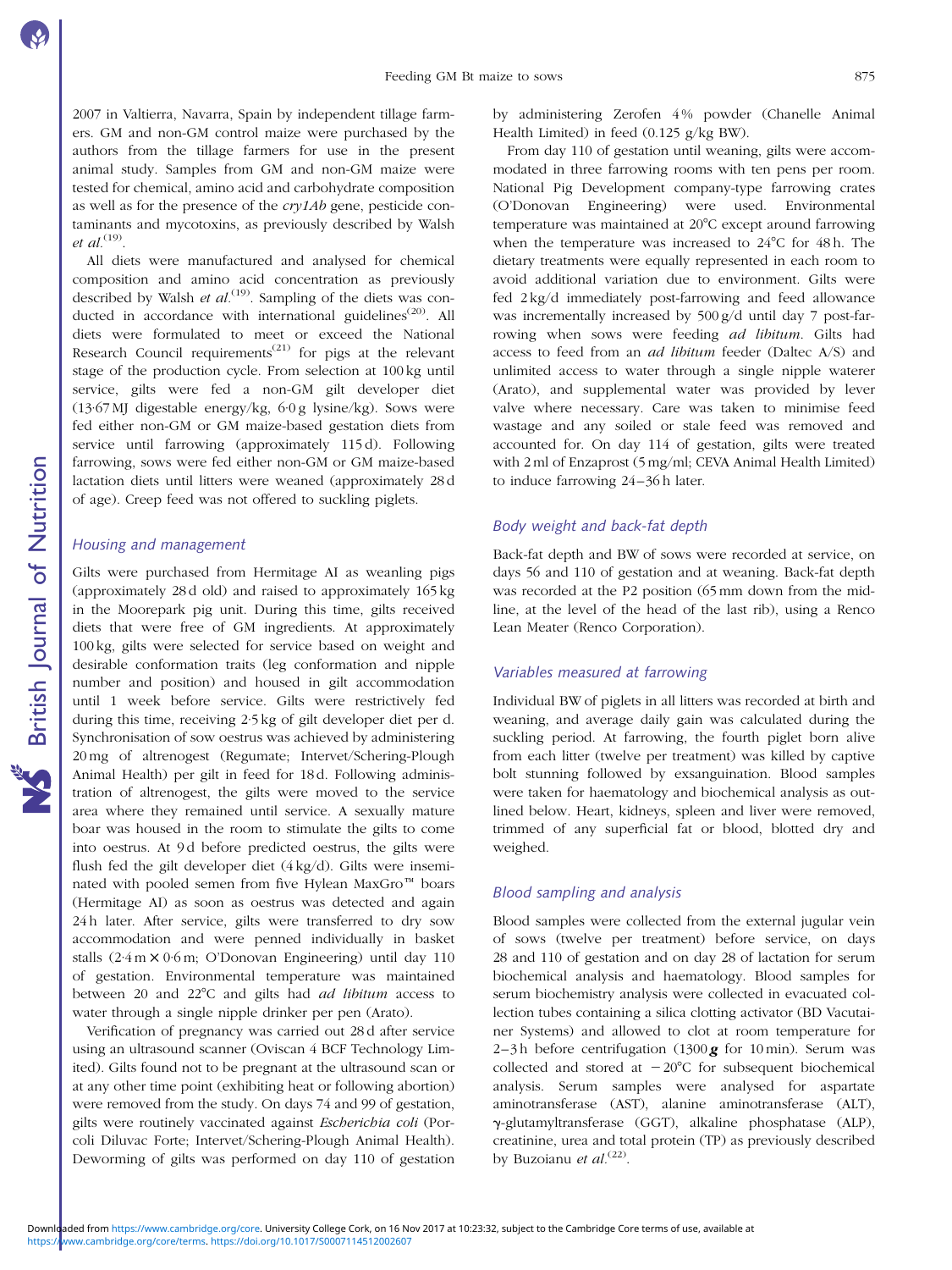2007 in Valtierra, Navarra, Spain by independent tillage farmers. GM and non-GM control maize were purchased by the authors from the tillage farmers for use in the present animal study. Samples from GM and non-GM maize were tested for chemical, amino acid and carbohydrate composition as well as for the presence of the *cry1Ab* gene, pesticide contaminants and mycotoxins, as previously described by Walsh *et al.*[19].

All diets were manufactured and analysed for chemical composition and amino acid concentration as previously described by Walsh *et al.*[19]. Sampling of the diets was conducted in accordance with international guidelines[20]. All diets were formulated to meet or exceed the National Research Council requirements[21] for pigs at the relevant stage of the production cycle. From selection at 100 kg until service, gilts were fed a non-GM gilt developer diet (13·67 MJ digestable energy/kg, 6·0 g lysine/kg). Sows were fed either non-GM or GM maize-based gestation diets from service until farrowing (approximately 115 d). Following farrowing, sows were fed either non-GM or GM maize-based lactation diets until litters were weaned (approximately 28 d of age). Creep feed was not offered to suckling piglets.

### Housing and management

Gilts were purchased from Hermitage AI as weanling pigs (approximately 28 d old) and raised to approximately 165 kg in the Moorepark pig unit. During this time, gilts received diets that were free of GM ingredients. At approximately 100 kg, gilts were selected for service based on weight and desirable conformation traits (leg conformation and nipple number and position) and housed in gilt accommodation until 1 week before service. Gilts were restrictively fed during this time, receiving 2·5 kg of gilt developer diet per d. Synchronisation of sow oestrus was achieved by administering 20 mg of altrenogest (Regumate; Intervet/Schering-Plough Animal Health) per gilt in feed for 18 d. Following administration of altrenogest, the gilts were moved to the service area where they remained until service. A sexually mature boar was housed in the room to stimulate the gilts to come into oestrus. At 9 d before predicted oestrus, the gilts were flush fed the gilt developer diet (4 kg/d). Gilts were inseminated with pooled semen from five Hylean MaxGro™ boars (Hermitage AI) as soon as oestrus was detected and again 24 h later. After service, gilts were transferred to dry sow accommodation and were penned individually in basket stalls (2·4 m × 0·6 m; O'Donovan Engineering) until day 110 of gestation. Environmental temperature was maintained between 20 and 22°C and gilts had *ad libitum* access to water through a single nipple drinker per pen (Arato).

Verification of pregnancy was carried out 28 d after service using an ultrasound scanner (Oviscan 4 BCF Technology Limited). Gilts found not to be pregnant at the ultrasound scan or at any other time point (exhibiting heat or following abortion) were removed from the study. On days 74 and 99 of gestation, gilts were routinely vaccinated against *Escherichia coli* (Porcoli Diluvac Forte; Intervet/Schering-Plough Animal Health). Deworming of gilts was performed on day 110 of gestation by administering Zerofen 4 % powder (Chanelle Animal Health Limited) in feed (0.125 g/kg BW).

From day 110 of gestation until weaning, gilts were accommodated in three farrowing rooms with ten pens per room. National Pig Development company-type farrowing crates (O'Donovan Engineering) were used. Environmental temperature was maintained at 20°C except around farrowing when the temperature was increased to 24°C for 48 h. The dietary treatments were equally represented in each room to avoid additional variation due to environment. Gilts were fed 2 kg/d immediately post-farrowing and feed allowance was incrementally increased by 500 g/d until day 7 post-farrowing when sows were feeding *ad libitum*. Gilts had access to feed from an *ad libitum* feeder (Daltec A/S) and unlimited access to water through a single nipple waterer (Arato), and supplemental water was provided by lever valve where necessary. Care was taken to minimise feed wastage and any soiled or stale feed was removed and accounted for. On day 114 of gestation, gilts were treated with 2 ml of Enzaprost (5 mg/ml; CEVA Animal Health Limited) to induce farrowing 24–36 h later.

### Body weight and back-fat depth

Back-fat depth and BW of sows were recorded at service, on days 56 and 110 of gestation and at weaning. Back-fat depth was recorded at the P2 position (65 mm down from the midline, at the level of the head of the last rib), using a Renco Lean Meater (Renco Corporation).

### Variables measured at farrowing

Individual BW of piglets in all litters was recorded at birth and weaning, and average daily gain was calculated during the suckling period. At farrowing, the fourth piglet born alive from each litter (twelve per treatment) was killed by captive bolt stunning followed by exsanguination. Blood samples were taken for haematology and biochemical analysis as outlined below. Heart, kidneys, spleen and liver were removed, trimmed of any superficial fat or blood, blotted dry and weighed.

### Blood sampling and analysis

Blood samples were collected from the external jugular vein of sows (twelve per treatment) before service, on days 28 and 110 of gestation and on day 28 of lactation for serum biochemical analysis and haematology. Blood samples for serum biochemistry analysis were collected in evacuated collection tubes containing a silica clotting activator (BD Vacutainer Systems) and allowed to clot at room temperature for 2–3 h before centrifugation (1300 ***g*** for 10 min). Serum was collected and stored at −20°C for subsequent biochemical analysis. Serum samples were analysed for aspartate aminotransferase (AST), alanine aminotransferase (ALT), γ-glutamyltransferase (GGT), alkaline phosphatase (ALP), creatinine, urea and total protein (TP) as previously described by Buzoianu *et al.*[22].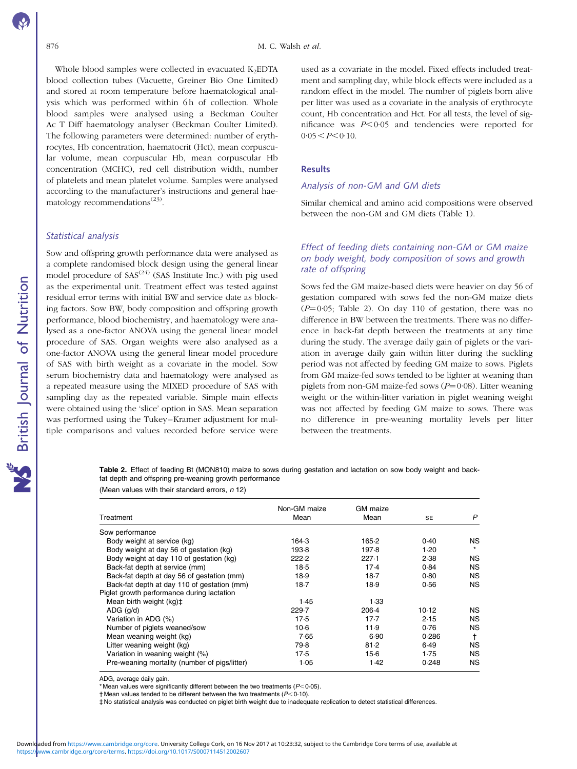Whole blood samples were collected in evacuated $K_2EDTA$ blood collection tubes (Vacuette, Greiner Bio One Limited) and stored at room temperature before haematological analysis which was performed within 6 h of collection. Whole blood samples were analysed using a Beckman Coulter Ac T Diff haematology analyser (Beckman Coulter Limited). The following parameters were determined: number of erythrocytes, Hb concentration, haematocrit (Hct), mean corpuscular volume, mean corpuscular Hb, mean corpuscular Hb concentration (MCHC), red cell distribution width, number of platelets and mean platelet volume. Samples were analysed according to the manufacturer's instructions and general haematology recommendations[23].

### *Statistical analysis*

Sow and offspring growth performance data were analysed as a complete randomised block design using the general linear model procedure of SAS[24] (SAS Institute Inc.) with pig used as the experimental unit. Treatment effect was tested against residual error terms with initial BW and service date as blocking factors. Sow BW, body composition and offspring growth performance, blood biochemistry, and haematology were analysed as a one-factor ANOVA using the general linear model procedure of SAS. Organ weights were also analysed as a one-factor ANOVA using the general linear model procedure of SAS with birth weight as a covariate in the model. Sow serum biochemistry data and haematology were analysed as a repeated measure using the MIXED procedure of SAS with sampling day as the repeated variable. Simple main effects were obtained using the 'slice' option in SAS. Mean separation was performed using the Tukey–Kramer adjustment for multiple comparisons and values recorded before service were used as a covariate in the model. Fixed effects included treatment and sampling day, while block effects were included as a random effect in the model. The number of piglets born alive per litter was used as a covariate in the analysis of erythrocyte count, Hb concentration and Hct. For all tests, the level of significance was $P<0{\cdot}05$ and tendencies were reported for $0{\cdot}05<P<0{\cdot}10$.

## Results

### *Analysis of non-GM and GM diets*

Similar chemical and amino acid compositions were observed between the non-GM and GM diets (Table 1).

### *Effect of feeding diets containing non-GM or GM maize on body weight, body composition of sows and growth rate of offspring*

Sows fed the GM maize-based diets were heavier on day 56 of gestation compared with sows fed the non-GM maize diets ($P=0{\cdot}05$; Table 2). On day 110 of gestation, there was no difference in BW between the treatments. There was no difference in back-fat depth between the treatments at any time during the study. The average daily gain of piglets or the variation in average daily gain within litter during the suckling period was not affected by feeding GM maize to sows. Piglets from GM maize-fed sows tended to be lighter at weaning than piglets from non-GM maize-fed sows ($P=0{\cdot}08$). Litter weaning weight or the within-litter variation in piglet weaning weight was not affected by feeding GM maize to sows. There was no difference in pre-weaning mortality levels per litter between the treatments.

**Table 2.** Effect of feeding Bt (MON810) maize to sows during gestation and lactation on sow body weight and back-fat depth and offspring pre-weaning growth performance

(Mean values with their standard errors, *n* 12)

| Treatment | Non-GM maize Mean | GM maize Mean | SE | *P* |
|---|---|---|---|---|
| Sow performance | | | | |
| Body weight at service (kg) | 164·3 | 165·2 | 0·40 | NS |
| Body weight at day 56 of gestation (kg) | 193·8 | 197·8 | 1·20 | * |
| Body weight at day 110 of gestation (kg) | 222·2 | 227·1 | 2·38 | NS |
| Back-fat depth at service (mm) | 18·5 | 17·4 | 0·84 | NS |
| Back-fat depth at day 56 of gestation (mm) | 18·9 | 18·7 | 0·80 | NS |
| Back-fat depth at day 110 of gestation (mm) | 18·7 | 18·9 | 0·56 | NS |
| Piglet growth performance during lactation | | | | |
| Mean birth weight (kg)‡ | 1·45 | 1·33 | | |
| ADG (g/d) | 229·7 | 206·4 | 10·12 | NS |
| Variation in ADG (%) | 17·5 | 17·7 | 2·15 | NS |
| Number of piglets weaned/sow | 10·6 | 11·9 | 0·76 | NS |
| Mean weaning weight (kg) | 7·65 | 6·90 | 0·286 | † |
| Litter weaning weight (kg) | 79·8 | 81·2 | 6·49 | NS |
| Variation in weaning weight (%) | 17·5 | 15·6 | 1·75 | NS |
| Pre-weaning mortality (number of pigs/litter) | 1·05 | 1·42 | 0·248 | NS |

ADG, average daily gain.

* Mean values were significantly different between the two treatments ($P<0{\cdot}05$).

† Mean values tended to be different between the two treatments ($P<0{\cdot}10$).

‡ No statistical analysis was conducted on piglet birth weight due to inadequate replication to detect statistical differences.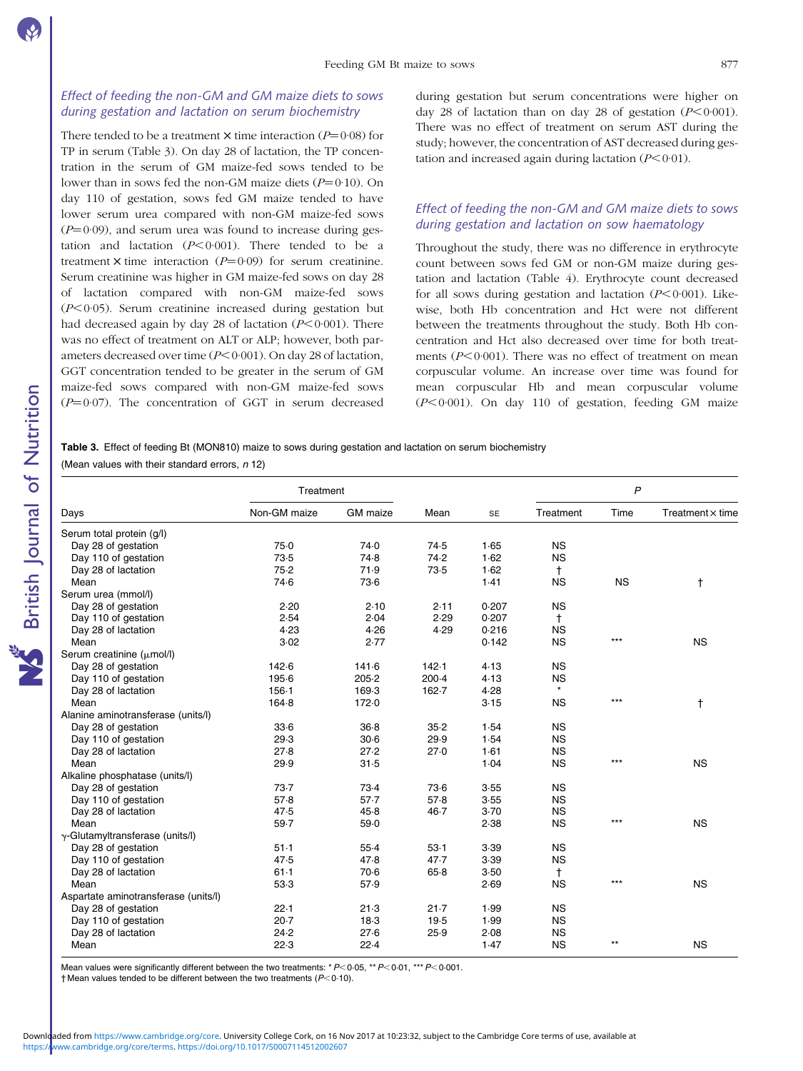### Effect of feeding the non-GM and GM maize diets to sows during gestation and lactation on serum biochemistry

There tended to be a treatment × time interaction ($P=0·08$) for TP in serum (Table 3). On day 28 of lactation, the TP concentration in the serum of GM maize-fed sows tended to be lower than in sows fed the non-GM maize diets ($P=0·10$). On day 110 of gestation, sows fed GM maize tended to have lower serum urea compared with non-GM maize-fed sows ($P=0·09$), and serum urea was found to increase during gestation and lactation ($P<0·001$). There tended to be a treatment × time interaction ($P=0·09$) for serum creatinine. Serum creatinine was higher in GM maize-fed sows on day 28 of lactation compared with non-GM maize-fed sows ($P<0·05$). Serum creatinine increased during gestation but had decreased again by day 28 of lactation ($P<0·001$). There was no effect of treatment on ALT or ALP; however, both parameters decreased over time ($P<0·001$). On day 28 of lactation, GGT concentration tended to be greater in the serum of GM maize-fed sows compared with non-GM maize-fed sows ($P=0·07$). The concentration of GGT in serum decreased during gestation but serum concentrations were higher on day 28 of lactation than on day 28 of gestation ($P<0·001$). There was no effect of treatment on serum AST during the study; however, the concentration of AST decreased during gestation and increased again during lactation ($P<0·01$).

### Effect of feeding the non-GM and GM maize diets to sows during gestation and lactation on sow haematology

Throughout the study, there was no difference in erythrocyte count between sows fed GM or non-GM maize during gestation and lactation (Table 4). Erythrocyte count decreased for all sows during gestation and lactation ($P<0·001$). Likewise, both Hb concentration and Hct were not different between the treatments throughout the study. Both Hb concentration and Hct also decreased over time for both treatments ($P<0·001$). There was no effect of treatment on mean corpuscular volume. An increase over time was found for mean corpuscular Hb and mean corpuscular volume ($P<0·001$). On day 110 of gestation, feeding GM maize

**Table 3.** Effect of feeding Bt (MON810) maize to sows during gestation and lactation on serum biochemistry

(Mean values with their standard errors, *n* 12)

| | Treatment | | | | *P* | | |
|---|---|---|---|---|---|---|---|
| Days | Non-GM maize | GM maize | Mean | SE | Treatment | Time | Treatment × time |
| Serum total protein (g/l) | | | | | | | |
| Day 28 of gestation | 75·0 | 74·0 | 74·5 | 1·65 | NS | | |
| Day 110 of gestation | 73·5 | 74·8 | 74·2 | 1·62 | NS | | |
| Day 28 of lactation | 75·2 | 71·9 | 73·5 | 1·62 | † | | |
| Mean | 74·6 | 73·6 | | 1·41 | NS | NS | † |
| Serum urea (mmol/l) | | | | | | | |
| Day 28 of gestation | 2·20 | 2·10 | 2·11 | 0·207 | NS | | |
| Day 110 of gestation | 2·54 | 2·04 | 2·29 | 0·207 | † | | |
| Day 28 of lactation | 4·23 | 4·26 | 4·29 | 0·216 | NS | | |
| Mean | 3·02 | 2·77 | | 0·142 | NS | *** | NS |
| Serum creatinine (μmol/l) | | | | | | | |
| Day 28 of gestation | 142·6 | 141·6 | 142·1 | 4·13 | NS | | |
| Day 110 of gestation | 195·6 | 205·2 | 200·4 | 4·13 | NS | | |
| Day 28 of lactation | 156·1 | 169·3 | 162·7 | 4·28 | * | | |
| Mean | 164·8 | 172·0 | | 3·15 | NS | *** | † |
| Alanine aminotransferase (units/l) | | | | | | | |
| Day 28 of gestation | 33·6 | 36·8 | 35·2 | 1·54 | NS | | |
| Day 110 of gestation | 29·3 | 30·6 | 29·9 | 1·54 | NS | | |
| Day 28 of lactation | 27·8 | 27·2 | 27·0 | 1·61 | NS | | |
| Mean | 29·9 | 31·5 | | 1·04 | NS | *** | NS |
| Alkaline phosphatase (units/l) | | | | | | | |
| Day 28 of gestation | 73·7 | 73·4 | 73·6 | 3·55 | NS | | |
| Day 110 of gestation | 57·8 | 57·7 | 57·8 | 3·55 | NS | | |
| Day 28 of lactation | 47·5 | 45·8 | 46·7 | 3·70 | NS | | |
| Mean | 59·7 | 59·0 | | 2·38 | NS | *** | NS |
| γ-Glutamyltransferase (units/l) | | | | | | | |
| Day 28 of gestation | 51·1 | 55·4 | 53·1 | 3·39 | NS | | |
| Day 110 of gestation | 47·5 | 47·8 | 47·7 | 3·39 | NS | | |
| Day 28 of lactation | 61·1 | 70·6 | 65·8 | 3·50 | † | | |
| Mean | 53·3 | 57·9 | | 2·69 | NS | *** | NS |
| Aspartate aminotransferase (units/l) | | | | | | | |
| Day 28 of gestation | 22·1 | 21·3 | 21·7 | 1·99 | NS | | |
| Day 110 of gestation | 20·7 | 18·3 | 19·5 | 1·99 | NS | | |
| Day 28 of lactation | 24·2 | 27·6 | 25·9 | 2·08 | NS | | |
| Mean | 22·3 | 22·4 | | 1·47 | NS | ** | NS |

Mean values were significantly different between the two treatments: * $P<0·05$, ** $P<0·01$, *** $P<0·001$.

† Mean values tended to be different between the two treatments ($P<0·10$).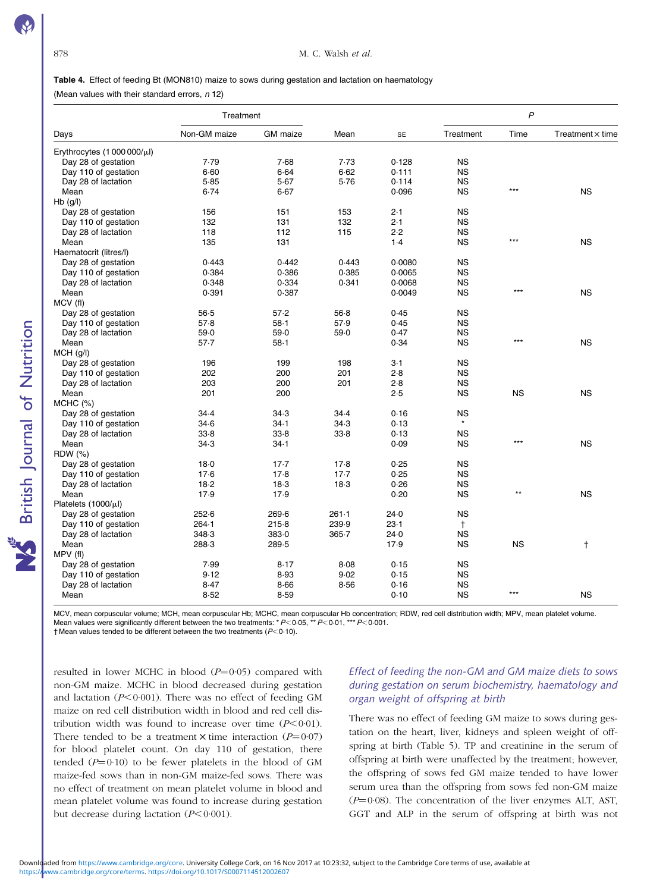**Table 4.** Effect of feeding Bt (MON810) maize to sows during gestation and lactation on haematology

(Mean values with their standard errors, *n* 12)

| | Treatment | | | | *P* | | |
|---|---|---|---|---|---|---|---|
| Days | Non-GM maize | GM maize | Mean | SE | Treatment | Time | Treatment × time |
| Erythrocytes (1 000 000/μl) | | | | | | | |
| Day 28 of gestation | 7·79 | 7·68 | 7·73 | 0·128 | NS | | |
| Day 110 of gestation | 6·60 | 6·64 | 6·62 | 0·111 | NS | | |
| Day 28 of lactation | 5·85 | 5·67 | 5·76 | 0·114 | NS | | |
| Mean | 6·74 | 6·67 | | 0·096 | NS | *** | NS |
| Hb (g/l) | | | | | | | |
| Day 28 of gestation | 156 | 151 | 153 | 2·1 | NS | | |
| Day 110 of gestation | 132 | 131 | 132 | 2·1 | NS | | |
| Day 28 of lactation | 118 | 112 | 115 | 2·2 | NS | | |
| Mean | 135 | 131 | | 1·4 | NS | *** | NS |
| Haematocrit (litres/l) | | | | | | | |
| Day 28 of gestation | 0·443 | 0·442 | 0·443 | 0·0080 | NS | | |
| Day 110 of gestation | 0·384 | 0·386 | 0·385 | 0·0065 | NS | | |
| Day 28 of lactation | 0·348 | 0·334 | 0·341 | 0·0068 | NS | | |
| Mean | 0·391 | 0·387 | | 0·0049 | NS | *** | NS |
| MCV (fl) | | | | | | | |
| Day 28 of gestation | 56·5 | 57·2 | 56·8 | 0·45 | NS | | |
| Day 110 of gestation | 57·8 | 58·1 | 57·9 | 0·45 | NS | | |
| Day 28 of lactation | 59·0 | 59·0 | 59·0 | 0·47 | NS | | |
| Mean | 57·7 | 58·1 | | 0·34 | NS | *** | NS |
| MCH (g/l) | | | | | | | |
| Day 28 of gestation | 196 | 199 | 198 | 3·1 | NS | | |
| Day 110 of gestation | 202 | 200 | 201 | 2·8 | NS | | |
| Day 28 of lactation | 203 | 200 | 201 | 2·8 | NS | | |
| Mean | 201 | 200 | | 2·5 | NS | NS | NS |
| MCHC (%) | | | | | | | |
| Day 28 of gestation | 34·4 | 34·3 | 34·4 | 0·16 | NS | | |
| Day 110 of gestation | 34·6 | 34·1 | 34·3 | 0·13 | * | | |
| Day 28 of lactation | 33·8 | 33·8 | 33·8 | 0·13 | NS | | |
| Mean | 34·3 | 34·1 | | 0·09 | NS | *** | NS |
| RDW (%) | | | | | | | |
| Day 28 of gestation | 18·0 | 17·7 | 17·8 | 0·25 | NS | | |
| Day 110 of gestation | 17·6 | 17·8 | 17·7 | 0·25 | NS | | |
| Day 28 of lactation | 18·2 | 18·3 | 18·3 | 0·26 | NS | | |
| Mean | 17·9 | 17·9 | | 0·20 | NS | ** | NS |
| Platelets (1000/μl) | | | | | | | |
| Day 28 of gestation | 252·6 | 269·6 | 261·1 | 24·0 | NS | | |
| Day 110 of gestation | 264·1 | 215·8 | 239·9 | 23·1 | † | | |
| Day 28 of lactation | 348·3 | 383·0 | 365·7 | 24·0 | NS | | |
| Mean | 288·3 | 289·5 | | 17·9 | NS | NS | † |
| MPV (fl) | | | | | | | |
| Day 28 of gestation | 7·99 | 8·17 | 8·08 | 0·15 | NS | | |
| Day 110 of gestation | 9·12 | 8·93 | 9·02 | 0·15 | NS | | |
| Day 28 of lactation | 8·47 | 8·66 | 8·56 | 0·16 | NS | | |
| Mean | 8·52 | 8·59 | | 0·10 | NS | *** | NS |

MCV, mean corpuscular volume; MCH, mean corpuscular Hb; MCHC, mean corpuscular Hb concentration; RDW, red cell distribution width; MPV, mean platelet volume.
Mean values were significantly different between the two treatments: * $P<0·05$, ** $P<0·01$, *** $P<0·001$.
† Mean values tended to be different between the two treatments ($P<0·10$).

resulted in lower MCHC in blood ($P=0·05$) compared with non-GM maize. MCHC in blood decreased during gestation and lactation ($P<0·001$). There was no effect of feeding GM maize on red cell distribution width in blood and red cell distribution width was found to increase over time ($P<0·01$). There tended to be a treatment × time interaction ($P=0·07$) for blood platelet count. On day 110 of gestation, there tended ($P=0·10$) to be fewer platelets in the blood of GM maize-fed sows than in non-GM maize-fed sows. There was no effect of treatment on mean platelet volume in blood and mean platelet volume was found to increase during gestation but decrease during lactation ($P<0·001$).

### *Effect of feeding the non-GM and GM maize diets to sows during gestation on serum biochemistry, haematology and organ weight of offspring at birth*

There was no effect of feeding GM maize to sows during gestation on the heart, liver, kidneys and spleen weight of offspring at birth (Table 5). TP and creatinine in the serum of offspring at birth were unaffected by the treatment; however, the offspring of sows fed GM maize tended to have lower serum urea than the offspring from sows fed non-GM maize ($P=0·08$). The concentration of the liver enzymes ALT, AST, GGT and ALP in the serum of offspring at birth was not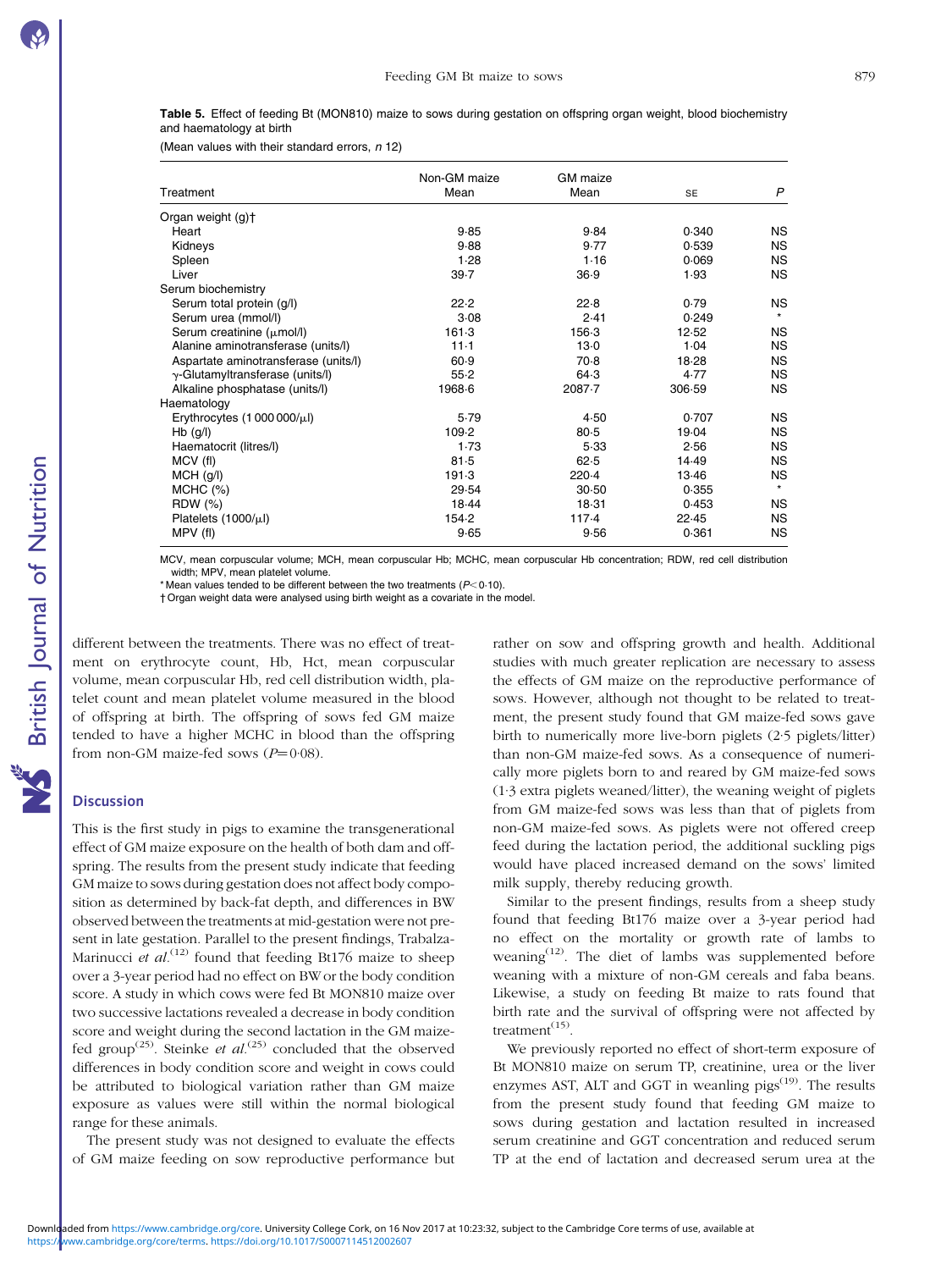**Table 5.** Effect of feeding Bt (MON810) maize to sows during gestation on offspring organ weight, blood biochemistry and haematology at birth

(Mean values with their standard errors, *n* 12)

| Treatment | Non-GM maize Mean | GM maize Mean | SE | *P* |
|---|---|---|---|---|
| Organ weight (g)† | | | | |
| Heart | 9·85 | 9·84 | 0·340 | NS |
| Kidneys | 9·88 | 9·77 | 0·539 | NS |
| Spleen | 1·28 | 1·16 | 0·069 | NS |
| Liver | 39·7 | 36·9 | 1·93 | NS |
| Serum biochemistry | | | | |
| Serum total protein (g/l) | 22·2 | 22·8 | 0·79 | NS |
| Serum urea (mmol/l) | 3·08 | 2·41 | 0·249 | * |
| Serum creatinine (μmol/l) | 161·3 | 156·3 | 12·52 | NS |
| Alanine aminotransferase (units/l) | 11·1 | 13·0 | 1·04 | NS |
| Aspartate aminotransferase (units/l) | 60·9 | 70·8 | 18·28 | NS |
| γ-Glutamyltransferase (units/l) | 55·2 | 64·3 | 4·77 | NS |
| Alkaline phosphatase (units/l) | 1968·6 | 2087·7 | 306·59 | NS |
| Haematology | | | | |
| Erythrocytes (1 000 000/μl) | 5·79 | 4·50 | 0·707 | NS |
| Hb (g/l) | 109·2 | 80·5 | 19·04 | NS |
| Haematocrit (litres/l) | 1·73 | 5·33 | 2·56 | NS |
| MCV (fl) | 81·5 | 62·5 | 14·49 | NS |
| MCH (g/l) | 191·3 | 220·4 | 13·46 | NS |
| MCHC (%) | 29·54 | 30·50 | 0·355 | * |
| RDW (%) | 18·44 | 18·31 | 0·453 | NS |
| Platelets (1000/μl) | 154·2 | 117·4 | 22·45 | NS |
| MPV (fl) | 9·65 | 9·56 | 0·361 | NS |

MCV, mean corpuscular volume; MCH, mean corpuscular Hb; MCHC, mean corpuscular Hb concentration; RDW, red cell distribution width; MPV, mean platelet volume.

* Mean values tended to be different between the two treatments ($P < 0·10$).

† Organ weight data were analysed using birth weight as a covariate in the model.

different between the treatments. There was no effect of treatment on erythrocyte count, Hb, Hct, mean corpuscular volume, mean corpuscular Hb, red cell distribution width, platelet count and mean platelet volume measured in the blood of offspring at birth. The offspring of sows fed GM maize tended to have a higher MCHC in blood than the offspring from non-GM maize-fed sows ($P = 0·08$).

## Discussion

This is the first study in pigs to examine the transgenerational effect of GM maize exposure on the health of both dam and offspring. The results from the present study indicate that feeding GM maize to sows during gestation does not affect body composition as determined by back-fat depth, and differences in BW observed between the treatments at mid-gestation were not present in late gestation. Parallel to the present findings, Trabalza-Marinucci *et al.*[12] found that feeding Bt176 maize to sheep over a 3-year period had no effect on BW or the body condition score. A study in which cows were fed Bt MON810 maize over two successive lactations revealed a decrease in body condition score and weight during the second lactation in the GM maize-fed group[25]. Steinke *et al.*[25] concluded that the observed differences in body condition score and weight in cows could be attributed to biological variation rather than GM maize exposure as values were still within the normal biological range for these animals.

The present study was not designed to evaluate the effects of GM maize feeding on sow reproductive performance but rather on sow and offspring growth and health. Additional studies with much greater replication are necessary to assess the effects of GM maize on the reproductive performance of sows. However, although not thought to be related to treatment, the present study found that GM maize-fed sows gave birth to numerically more live-born piglets (2·5 piglets/litter) than non-GM maize-fed sows. As a consequence of numerically more piglets born to and reared by GM maize-fed sows (1·3 extra piglets weaned/litter), the weaning weight of piglets from GM maize-fed sows was less than that of piglets from non-GM maize-fed sows. As piglets were not offered creep feed during the lactation period, the additional suckling pigs would have placed increased demand on the sows' limited milk supply, thereby reducing growth.

Similar to the present findings, results from a sheep study found that feeding Bt176 maize over a 3-year period had no effect on the mortality or growth rate of lambs to weaning[12]. The diet of lambs was supplemented before weaning with a mixture of non-GM cereals and faba beans. Likewise, a study on feeding Bt maize to rats found that birth rate and the survival of offspring were not affected by treatment[15].

We previously reported no effect of short-term exposure of Bt MON810 maize on serum TP, creatinine, urea or the liver enzymes AST, ALT and GGT in weanling pigs[19]. The results from the present study found that feeding GM maize to sows during gestation and lactation resulted in increased serum creatinine and GGT concentration and reduced serum TP at the end of lactation and decreased serum urea at the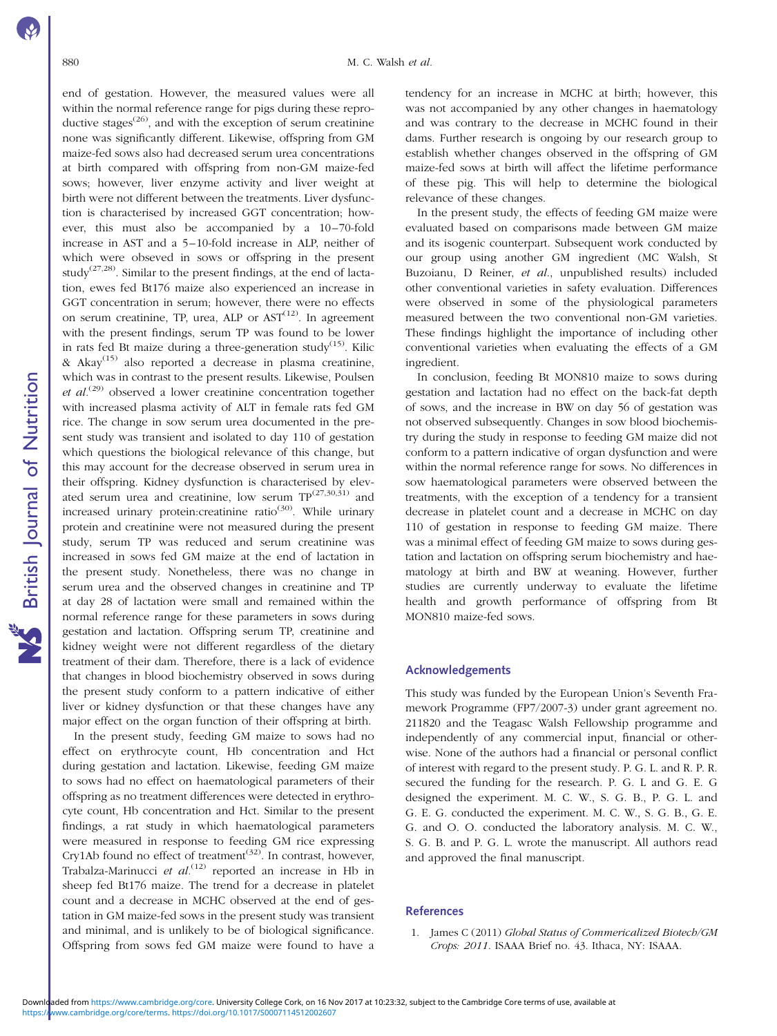end of gestation. However, the measured values were all within the normal reference range for pigs during these reproductive stages[26], and with the exception of serum creatinine none was significantly different. Likewise, offspring from GM maize-fed sows also had decreased serum urea concentrations at birth compared with offspring from non-GM maize-fed sows; however, liver enzyme activity and liver weight at birth were not different between the treatments. Liver dysfunction is characterised by increased GGT concentration; however, this must also be accompanied by a 10–70-fold increase in AST and a 5–10-fold increase in ALP, neither of which were observed in sows or offspring in the present study[27,28]. Similar to the present findings, at the end of lactation, ewes fed Bt176 maize also experienced an increase in GGT concentration in serum; however, there were no effects on serum creatinine, TP, urea, ALP or AST[12]. In agreement with the present findings, serum TP was found to be lower in rats fed Bt maize during a three-generation study[15]. Kilic & Akay[15] also reported a decrease in plasma creatinine, which was in contrast to the present results. Likewise, Poulsen *et al.*[29] observed a lower creatinine concentration together with increased plasma activity of ALT in female rats fed GM rice. The change in sow serum urea documented in the present study was transient and isolated to day 110 of gestation which questions the biological relevance of this change, but this may account for the decrease observed in serum urea in their offspring. Kidney dysfunction is characterised by elevated serum urea and creatinine, low serum TP[27,30,31] and increased urinary protein:creatinine ratio[30]. While urinary protein and creatinine were not measured during the present study, serum TP was reduced and serum creatinine was increased in sows fed GM maize at the end of lactation in the present study. Nonetheless, there was no change in serum urea and the observed changes in creatinine and TP at day 28 of lactation were small and remained within the normal reference range for these parameters in sows during gestation and lactation. Offspring serum TP, creatinine and kidney weight were not different regardless of the dietary treatment of their dam. Therefore, there is a lack of evidence that changes in blood biochemistry observed in sows during the present study conform to a pattern indicative of either liver or kidney dysfunction or that these changes have any major effect on the organ function of their offspring at birth.

In the present study, feeding GM maize to sows had no effect on erythrocyte count, Hb concentration and Hct during gestation and lactation. Likewise, feeding GM maize to sows had no effect on haematological parameters of their offspring as no treatment differences were detected in erythrocyte count, Hb concentration and Hct. Similar to the present findings, a rat study in which haematological parameters were measured in response to feeding GM rice expressing Cry1Ab found no effect of treatment[32]. In contrast, however, Trabalza-Marinucci *et al.*[12] reported an increase in Hb in sheep fed Bt176 maize. The trend for a decrease in platelet count and a decrease in MCHC observed at the end of gestation in GM maize-fed sows in the present study was transient and minimal, and is unlikely to be of biological significance. Offspring from sows fed GM maize were found to have a tendency for an increase in MCHC at birth; however, this was not accompanied by any other changes in haematology and was contrary to the decrease in MCHC found in their dams. Further research is ongoing by our research group to establish whether changes observed in the offspring of GM maize-fed sows at birth will affect the lifetime performance of these pig. This will help to determine the biological relevance of these changes.

In the present study, the effects of feeding GM maize were evaluated based on comparisons made between GM maize and its isogenic counterpart. Subsequent work conducted by our group using another GM ingredient (MC Walsh, St Buzoianu, D Reiner, *et al.*, unpublished results) included other conventional varieties in safety evaluation. Differences were observed in some of the physiological parameters measured between the two conventional non-GM varieties. These findings highlight the importance of including other conventional varieties when evaluating the effects of a GM ingredient.

In conclusion, feeding Bt MON810 maize to sows during gestation and lactation had no effect on the back-fat depth of sows, and the increase in BW on day 56 of gestation was not observed subsequently. Changes in sow blood biochemistry during the study in response to feeding GM maize did not conform to a pattern indicative of organ dysfunction and were within the normal reference range for sows. No differences in sow haematological parameters were observed between the treatments, with the exception of a tendency for a transient decrease in platelet count and a decrease in MCHC on day 110 of gestation in response to feeding GM maize. There was a minimal effect of feeding GM maize to sows during gestation and lactation on offspring serum biochemistry and haematology at birth and BW at weaning. However, further studies are currently underway to evaluate the lifetime health and growth performance of offspring from Bt MON810 maize-fed sows.

## Acknowledgements

This study was funded by the European Union's Seventh Framework Programme (FP7/2007-3) under grant agreement no. 211820 and the Teagasc Walsh Fellowship programme and independently of any commercial input, financial or otherwise. None of the authors had a financial or personal conflict of interest with regard to the present study. P. G. L. and R. P. R. secured the funding for the research. P. G. L and G. E. G designed the experiment. M. C. W., S. G. B., P. G. L. and G. E. G. conducted the experiment. M. C. W., S. G. B., G. E. G. and O. O. conducted the laboratory analysis. M. C. W., S. G. B. and P. G. L. wrote the manuscript. All authors read and approved the final manuscript.

## References

1. James C (2011) *Global Status of Commericalized Biotech/GM Crops: 2011*. ISAAA Brief no. 43. Ithaca, NY: ISAAA.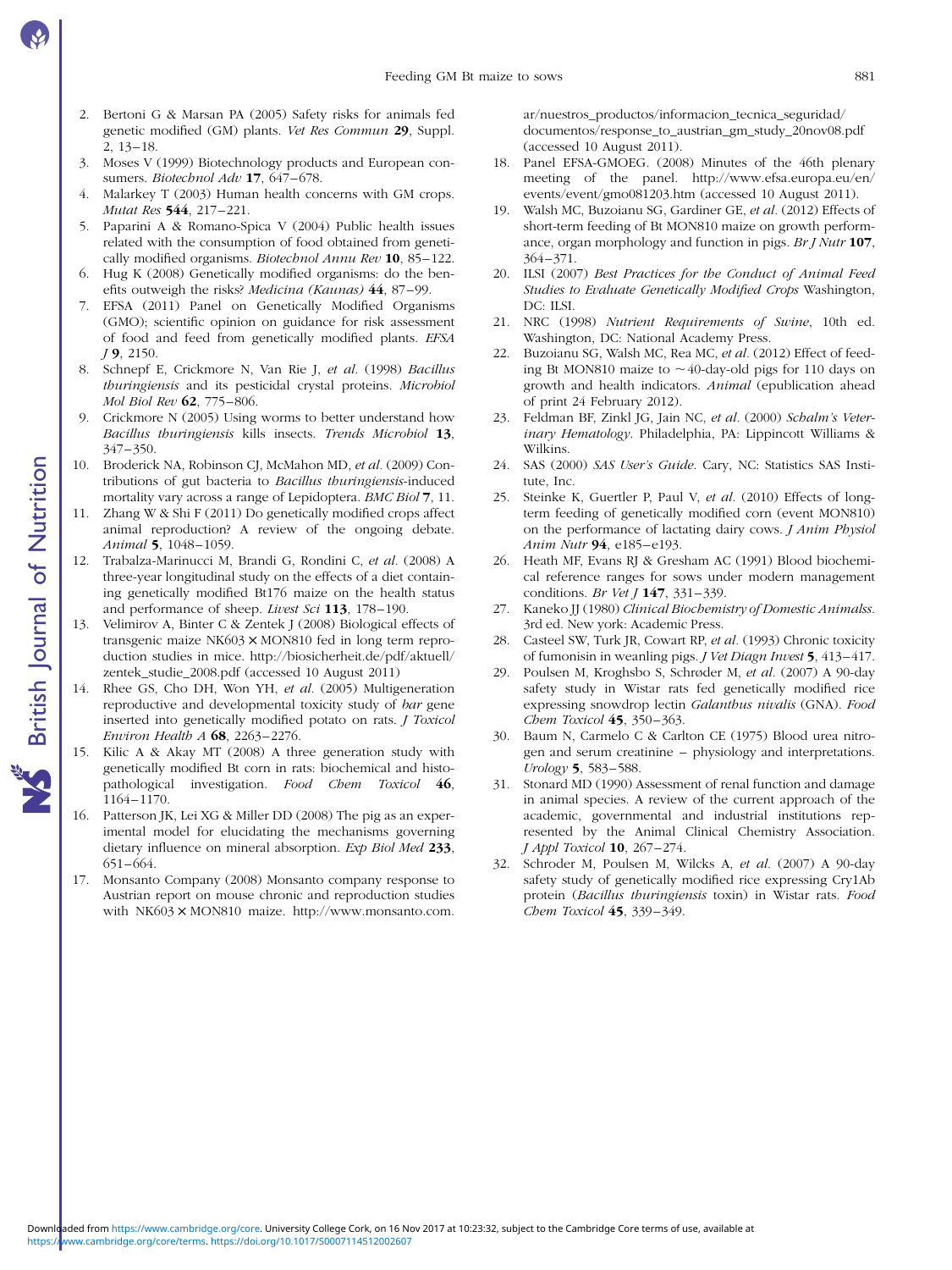2. Bertoni G & Marsan PA (2005) Safety risks for animals fed genetic modified (GM) plants. *Vet Res Commun* **29**, Suppl. 2, 13–18.
3. Moses V (1999) Biotechnology products and European consumers. *Biotechnol Adv* **17**, 647–678.
4. Malarkey T (2003) Human health concerns with GM crops. *Mutat Res* **544**, 217–221.
5. Paparini A & Romano-Spica V (2004) Public health issues related with the consumption of food obtained from genetically modified organisms. *Biotechnol Annu Rev* **10**, 85–122.
6. Hug K (2008) Genetically modified organisms: do the benefits outweigh the risks? *Medicina (Kaunas)* **44**, 87–99.
7. EFSA (2011) Panel on Genetically Modified Organisms (GMO); scientific opinion on guidance for risk assessment of food and feed from genetically modified plants. *EFSA J* **9**, 2150.
8. Schnepf E, Crickmore N, Van Rie J, *et al.* (1998) *Bacillus thuringiensis* and its pesticidal crystal proteins. *Microbiol Mol Biol Rev* **62**, 775–806.
9. Crickmore N (2005) Using worms to better understand how *Bacillus thuringiensis* kills insects. *Trends Microbiol* **13**, 347–350.
10. Broderick NA, Robinson CJ, McMahon MD, *et al.* (2009) Contributions of gut bacteria to *Bacillus thuringiensis*-induced mortality vary across a range of Lepidoptera. *BMC Biol* **7**, 11.
11. Zhang W & Shi F (2011) Do genetically modified crops affect animal reproduction? A review of the ongoing debate. *Animal* **5**, 1048–1059.
12. Trabalza-Marinucci M, Brandi G, Rondini C, *et al.* (2008) A three-year longitudinal study on the effects of a diet containing genetically modified Bt176 maize on the health status and performance of sheep. *Livest Sci* **113**, 178–190.
13. Velimirov A, Binter C & Zentek J (2008) Biological effects of transgenic maize NK603 × MON810 fed in long term reproduction studies in mice. http://biosicherheit.de/pdf/aktuell/zentek_studie_2008.pdf (accessed 10 August 2011)
14. Rhee GS, Cho DH, Won YH, *et al.* (2005) Multigeneration reproductive and developmental toxicity study of *bar* gene inserted into genetically modified potato on rats. *J Toxicol Environ Health A* **68**, 2263–2276.
15. Kilic A & Akay MT (2008) A three generation study with genetically modified Bt corn in rats: biochemical and histopathological investigation. *Food Chem Toxicol* **46**, 1164–1170.
16. Patterson JK, Lei XG & Miller DD (2008) The pig as an experimental model for elucidating the mechanisms governing dietary influence on mineral absorption. *Exp Biol Med* **233**, 651–664.
17. Monsanto Company (2008) Monsanto company response to Austrian report on mouse chronic and reproduction studies with NK603 × MON810 maize. http://www.monsanto.com.ar/nuestros_productos/informacion_tecnica_seguridad/documentos/response_to_austrian_gm_study_20nov08.pdf (accessed 10 August 2011).
18. Panel EFSA-GMOEG. (2008) Minutes of the 46th plenary meeting of the panel. http://www.efsa.europa.eu/en/events/event/gmo081203.htm (accessed 10 August 2011).
19. Walsh MC, Buzoianu SG, Gardiner GE, *et al.* (2012) Effects of short-term feeding of Bt MON810 maize on growth performance, organ morphology and function in pigs. *Br J Nutr* **107**, 364–371.
20. ILSI (2007) *Best Practices for the Conduct of Animal Feed Studies to Evaluate Genetically Modified Crops* Washington, DC: ILSI.
21. NRC (1998) *Nutrient Requirements of Swine*, 10th ed. Washington, DC: National Academy Press.
22. Buzoianu SG, Walsh MC, Rea MC, *et al.* (2012) Effect of feeding Bt MON810 maize to ~40-day-old pigs for 110 days on growth and health indicators. *Animal* (epublication ahead of print 24 February 2012).
23. Feldman BF, Zinkl JG, Jain NC, *et al.* (2000) *Schalm's Veterinary Hematology*. Philadelphia, PA: Lippincott Williams & Wilkins.
24. SAS (2000) *SAS User's Guide*. Cary, NC: Statistics SAS Institute, Inc.
25. Steinke K, Guertler P, Paul V, *et al.* (2010) Effects of long-term feeding of genetically modified corn (event MON810) on the performance of lactating dairy cows. *J Anim Physiol Anim Nutr* **94**, e185–e193.
26. Heath MF, Evans RJ & Gresham AC (1991) Blood biochemical reference ranges for sows under modern management conditions. *Br Vet J* **147**, 331–339.
27. Kaneko JJ (1980) *Clinical Biochemistry of Domestic Animalss*. 3rd ed. New york: Academic Press.
28. Casteel SW, Turk JR, Cowart RP, *et al.* (1993) Chronic toxicity of fumonisin in weanling pigs. *J Vet Diagn Invest* **5**, 413–417.
29. Poulsen M, Kroghsbo S, Schrøder M, *et al.* (2007) A 90-day safety study in Wistar rats fed genetically modified rice expressing snowdrop lectin *Galanthus nivalis* (GNA). *Food Chem Toxicol* **45**, 350–363.
30. Baum N, Carmelo C & Carlton CE (1975) Blood urea nitrogen and serum creatinine – physiology and interpretations. *Urology* **5**, 583–588.
31. Stonard MD (1990) Assessment of renal function and damage in animal species. A review of the current approach of the academic, governmental and industrial institutions represented by the Animal Clinical Chemistry Association. *J Appl Toxicol* **10**, 267–274.
32. Schroder M, Poulsen M, Wilcks A, *et al.* (2007) A 90-day safety study of genetically modified rice expressing Cry1Ab protein (*Bacillus thuringiensis* toxin) in Wistar rats. *Food Chem Toxicol* **45**, 339–349.